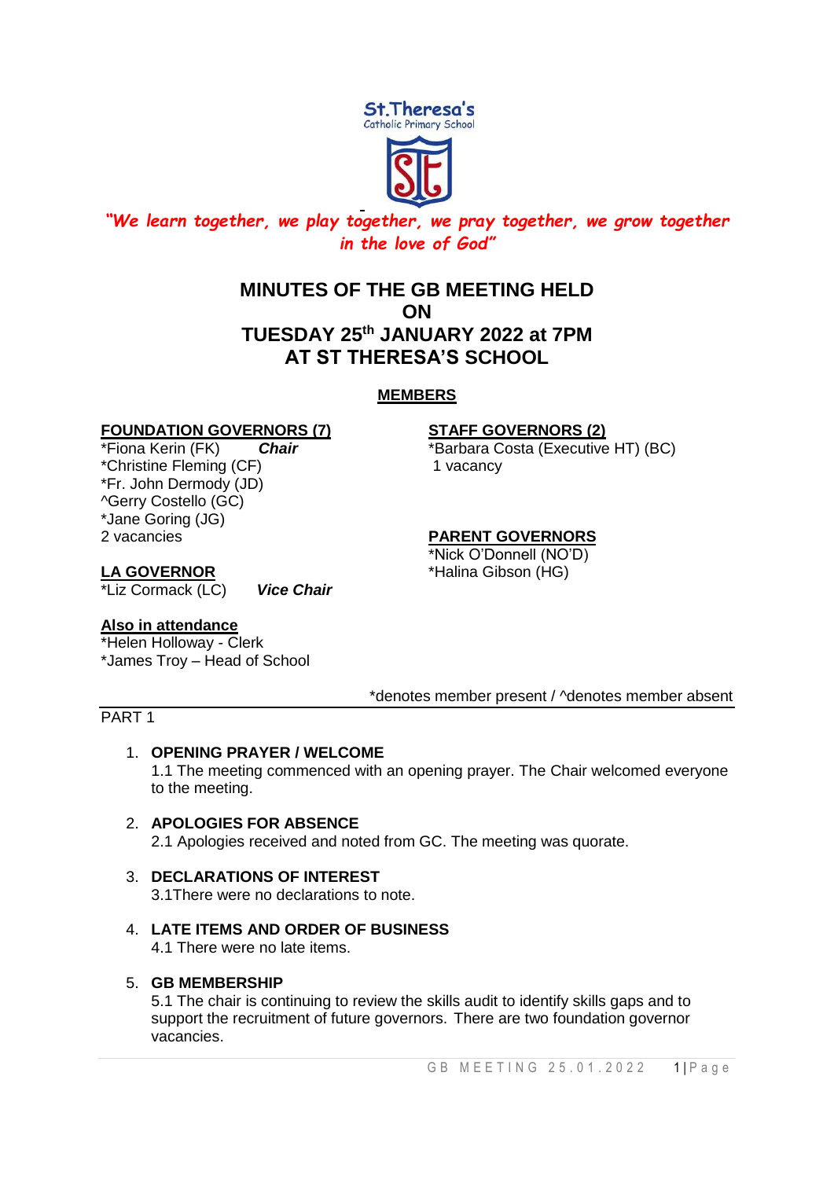St.Theresa's
Catholic Primary School

*"We learn together, we play together, we pray together, we grow together in the love of God"*

# MINUTES OF THE GB MEETING HELD ON TUESDAY 25th JANUARY 2022 at 7PM AT ST THERESA'S SCHOOL

## MEMBERS

**FOUNDATION GOVERNORS (7)**
*Fiona Kerin (FK) ***Chair***
*Christine Fleming (CF)
*Fr. John Dermody (JD)
^Gerry Costello (GC)
*Jane Goring (JG)
2 vacancies

**STAFF GOVERNORS (2)**
*Barbara Costa (Executive HT) (BC)
1 vacancy

**PARENT GOVERNORS**
*Nick O'Donnell (NO'D)
*Halina Gibson (HG)

**LA GOVERNOR**
*Liz Cormack (LC) ***Vice Chair***

**Also in attendance**
*Helen Holloway - Clerk
*James Troy – Head of School

*denotes member present / ^denotes member absent

PART 1

1. **OPENING PRAYER / WELCOME**
   1.1 The meeting commenced with an opening prayer. The Chair welcomed everyone to the meeting.

2. **APOLOGIES FOR ABSENCE**
   2.1 Apologies received and noted from GC. The meeting was quorate.

3. **DECLARATIONS OF INTEREST**
   3.1There were no declarations to note.

4. **LATE ITEMS AND ORDER OF BUSINESS**
   4.1 There were no late items.

5. **GB MEMBERSHIP**
   5.1 The chair is continuing to review the skills audit to identify skills gaps and to support the recruitment of future governors. There are two foundation governor vacancies.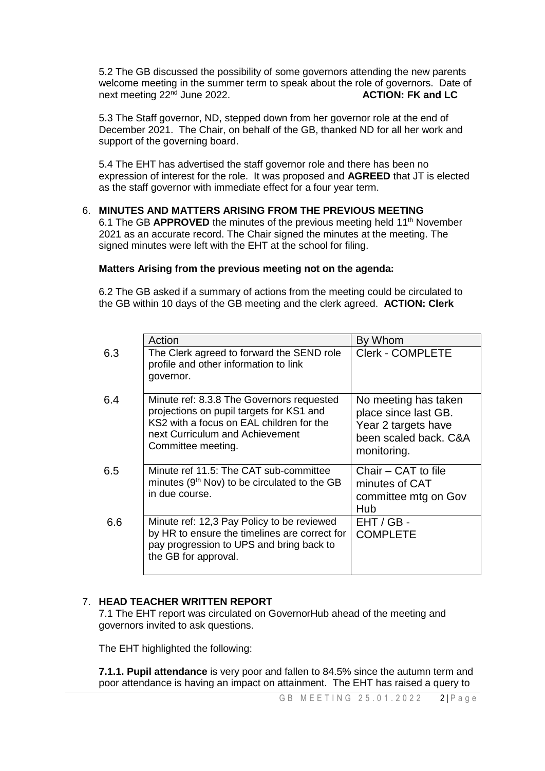5.2 The GB discussed the possibility of some governors attending the new parents welcome meeting in the summer term to speak about the role of governors. Date of next meeting 22nd June 2022. **ACTION: FK and LC**

5.3 The Staff governor, ND, stepped down from her governor role at the end of December 2021. The Chair, on behalf of the GB, thanked ND for all her work and support of the governing board.

5.4 The EHT has advertised the staff governor role and there has been no expression of interest for the role. It was proposed and **AGREED** that JT is elected as the staff governor with immediate effect for a four year term.

6. **MINUTES AND MATTERS ARISING FROM THE PREVIOUS MEETING**

6.1 The GB **APPROVED** the minutes of the previous meeting held 11th November 2021 as an accurate record. The Chair signed the minutes at the meeting. The signed minutes were left with the EHT at the school for filing.

**Matters Arising from the previous meeting not on the agenda:**

6.2 The GB asked if a summary of actions from the meeting could be circulated to the GB within 10 days of the GB meeting and the clerk agreed. **ACTION: Clerk**

| | Action | By Whom |
|---|---|---|
| 6.3 | The Clerk agreed to forward the SEND role profile and other information to link governor. | Clerk - COMPLETE |
| 6.4 | Minute ref: 8.3.8 The Governors requested projections on pupil targets for KS1 and KS2 with a focus on EAL children for the next Curriculum and Achievement Committee meeting. | No meeting has taken place since last GB. Year 2 targets have been scaled back. C&A monitoring. |
| 6.5 | Minute ref 11.5: The CAT sub-committee minutes (9th Nov) to be circulated to the GB in due course. | Chair – CAT to file minutes of CAT committee mtg on Gov Hub |
| 6.6 | Minute ref: 12,3 Pay Policy to be reviewed by HR to ensure the timelines are correct for pay progression to UPS and bring back to the GB for approval. | EHT / GB - COMPLETE |

7. **HEAD TEACHER WRITTEN REPORT**

7.1 The EHT report was circulated on GovernorHub ahead of the meeting and governors invited to ask questions.

The EHT highlighted the following:

**7.1.1. Pupil attendance** is very poor and fallen to 84.5% since the autumn term and poor attendance is having an impact on attainment. The EHT has raised a query to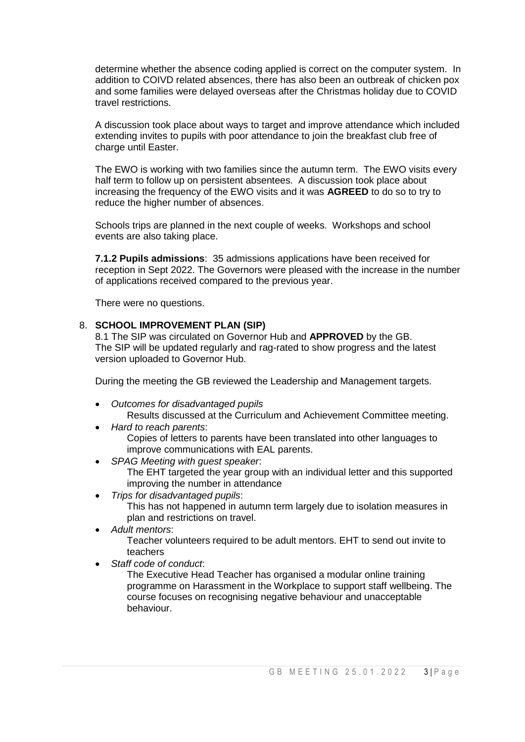determine whether the absence coding applied is correct on the computer system. In addition to COIVD related absences, there has also been an outbreak of chicken pox and some families were delayed overseas after the Christmas holiday due to COVID travel restrictions.

A discussion took place about ways to target and improve attendance which included extending invites to pupils with poor attendance to join the breakfast club free of charge until Easter.

The EWO is working with two families since the autumn term. The EWO visits every half term to follow up on persistent absentees. A discussion took place about increasing the frequency of the EWO visits and it was **AGREED** to do so to try to reduce the higher number of absences.

Schools trips are planned in the next couple of weeks. Workshops and school events are also taking place.

**7.1.2 Pupils admissions**: 35 admissions applications have been received for reception in Sept 2022. The Governors were pleased with the increase in the number of applications received compared to the previous year.

There were no questions.

8. **SCHOOL IMPROVEMENT PLAN (SIP)**

8.1 The SIP was circulated on Governor Hub and **APPROVED** by the GB. The SIP will be updated regularly and rag-rated to show progress and the latest version uploaded to Governor Hub.

During the meeting the GB reviewed the Leadership and Management targets.

- *Outcomes for disadvantaged pupils*
  Results discussed at the Curriculum and Achievement Committee meeting.
- *Hard to reach parents*:
  Copies of letters to parents have been translated into other languages to improve communications with EAL parents.
- *SPAG Meeting with guest speaker*:
  The EHT targeted the year group with an individual letter and this supported improving the number in attendance
- *Trips for disadvantaged pupils*:
  This has not happened in autumn term largely due to isolation measures in plan and restrictions on travel.
- *Adult mentors*:
  Teacher volunteers required to be adult mentors. EHT to send out invite to teachers
- *Staff code of conduct*:
  The Executive Head Teacher has organised a modular online training programme on Harassment in the Workplace to support staff wellbeing. The course focuses on recognising negative behaviour and unacceptable behaviour.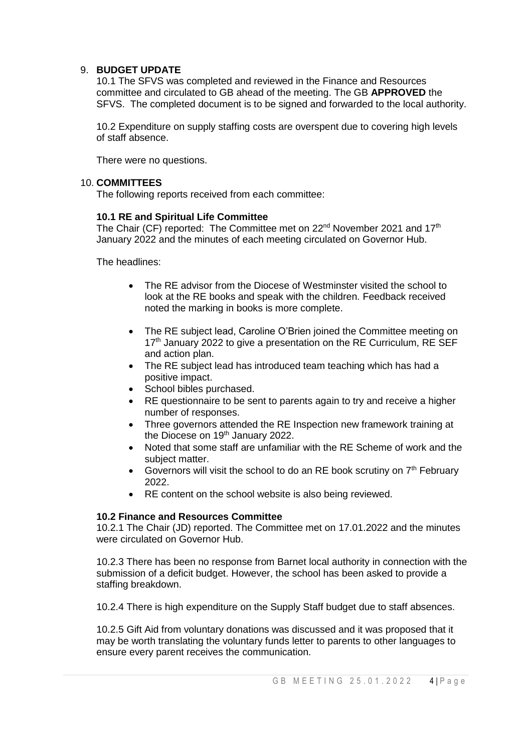9. **BUDGET UPDATE**

10.1 The SFVS was completed and reviewed in the Finance and Resources committee and circulated to GB ahead of the meeting. The GB **APPROVED** the SFVS. The completed document is to be signed and forwarded to the local authority.

10.2 Expenditure on supply staffing costs are overspent due to covering high levels of staff absence.

There were no questions.

10. **COMMITTEES**

The following reports received from each committee:

**10.1 RE and Spiritual Life Committee**

The Chair (CF) reported: The Committee met on 22nd November 2021 and 17th January 2022 and the minutes of each meeting circulated on Governor Hub.

The headlines:

- The RE advisor from the Diocese of Westminster visited the school to look at the RE books and speak with the children. Feedback received noted the marking in books is more complete.
- The RE subject lead, Caroline O'Brien joined the Committee meeting on 17th January 2022 to give a presentation on the RE Curriculum, RE SEF and action plan.
- The RE subject lead has introduced team teaching which has had a positive impact.
- School bibles purchased.
- RE questionnaire to be sent to parents again to try and receive a higher number of responses.
- Three governors attended the RE Inspection new framework training at the Diocese on 19th January 2022.
- Noted that some staff are unfamiliar with the RE Scheme of work and the subject matter.
- Governors will visit the school to do an RE book scrutiny on 7th February 2022.
- RE content on the school website is also being reviewed.

**10.2 Finance and Resources Committee**

10.2.1 The Chair (JD) reported. The Committee met on 17.01.2022 and the minutes were circulated on Governor Hub.

10.2.3 There has been no response from Barnet local authority in connection with the submission of a deficit budget. However, the school has been asked to provide a staffing breakdown.

10.2.4 There is high expenditure on the Supply Staff budget due to staff absences.

10.2.5 Gift Aid from voluntary donations was discussed and it was proposed that it may be worth translating the voluntary funds letter to parents to other languages to ensure every parent receives the communication.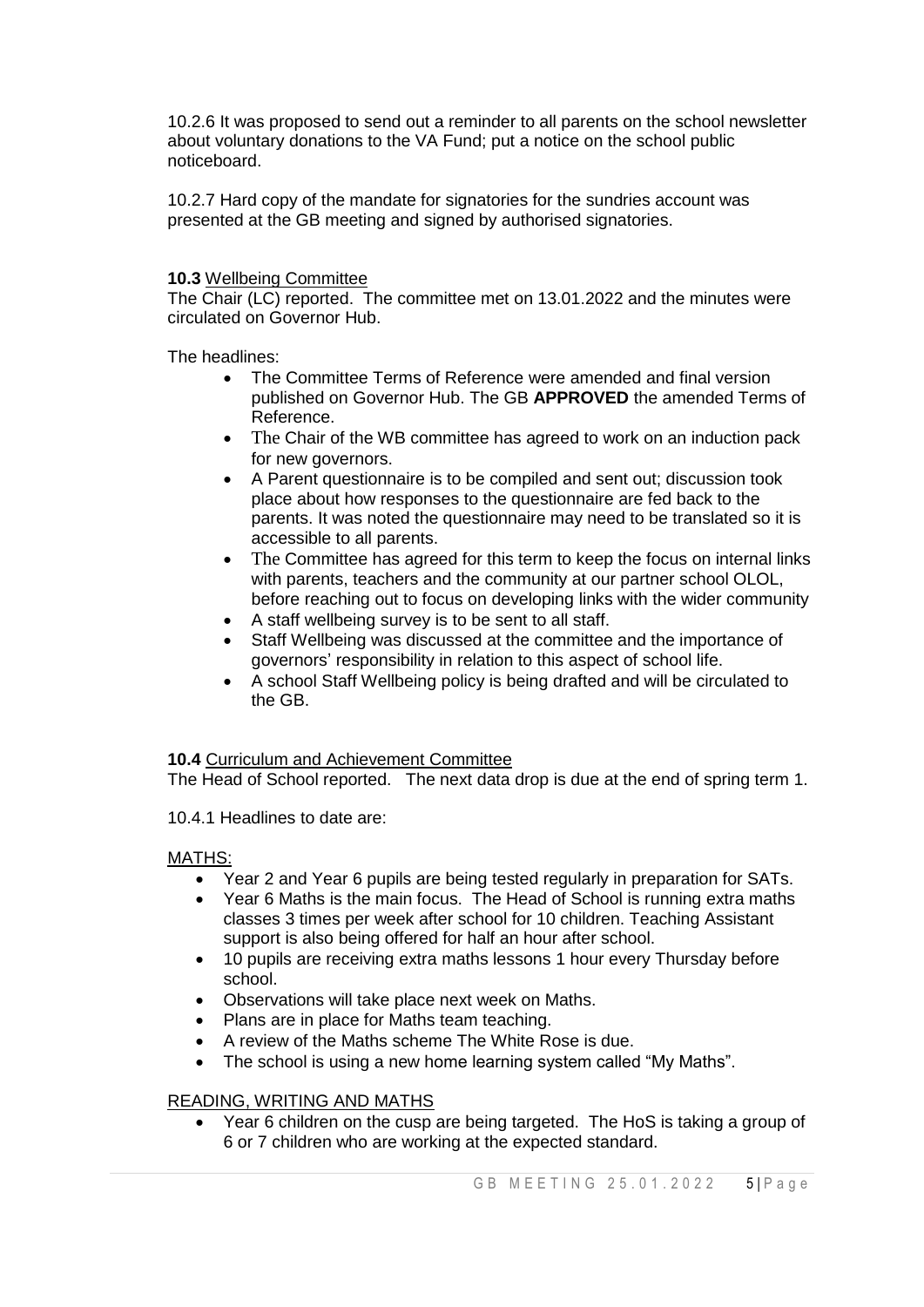10.2.6 It was proposed to send out a reminder to all parents on the school newsletter about voluntary donations to the VA Fund; put a notice on the school public noticeboard.

10.2.7 Hard copy of the mandate for signatories for the sundries account was presented at the GB meeting and signed by authorised signatories.

**10.3** <u>Wellbeing Committee</u>
The Chair (LC) reported. The committee met on 13.01.2022 and the minutes were circulated on Governor Hub.

The headlines:

- The Committee Terms of Reference were amended and final version published on Governor Hub. The GB **APPROVED** the amended Terms of Reference.
- The Chair of the WB committee has agreed to work on an induction pack for new governors.
- A Parent questionnaire is to be compiled and sent out; discussion took place about how responses to the questionnaire are fed back to the parents. It was noted the questionnaire may need to be translated so it is accessible to all parents.
- The Committee has agreed for this term to keep the focus on internal links with parents, teachers and the community at our partner school OLOL, before reaching out to focus on developing links with the wider community
- A staff wellbeing survey is to be sent to all staff.
- Staff Wellbeing was discussed at the committee and the importance of governors' responsibility in relation to this aspect of school life.
- A school Staff Wellbeing policy is being drafted and will be circulated to the GB.

**10.4** <u>Curriculum and Achievement Committee</u>
The Head of School reported. The next data drop is due at the end of spring term 1.

10.4.1 Headlines to date are:

<u>MATHS:</u>

- Year 2 and Year 6 pupils are being tested regularly in preparation for SATs.
- Year 6 Maths is the main focus. The Head of School is running extra maths classes 3 times per week after school for 10 children. Teaching Assistant support is also being offered for half an hour after school.
- 10 pupils are receiving extra maths lessons 1 hour every Thursday before school.
- Observations will take place next week on Maths.
- Plans are in place for Maths team teaching.
- A review of the Maths scheme The White Rose is due.
- The school is using a new home learning system called "My Maths".

<u>READING, WRITING AND MATHS</u>

- Year 6 children on the cusp are being targeted. The HoS is taking a group of 6 or 7 children who are working at the expected standard.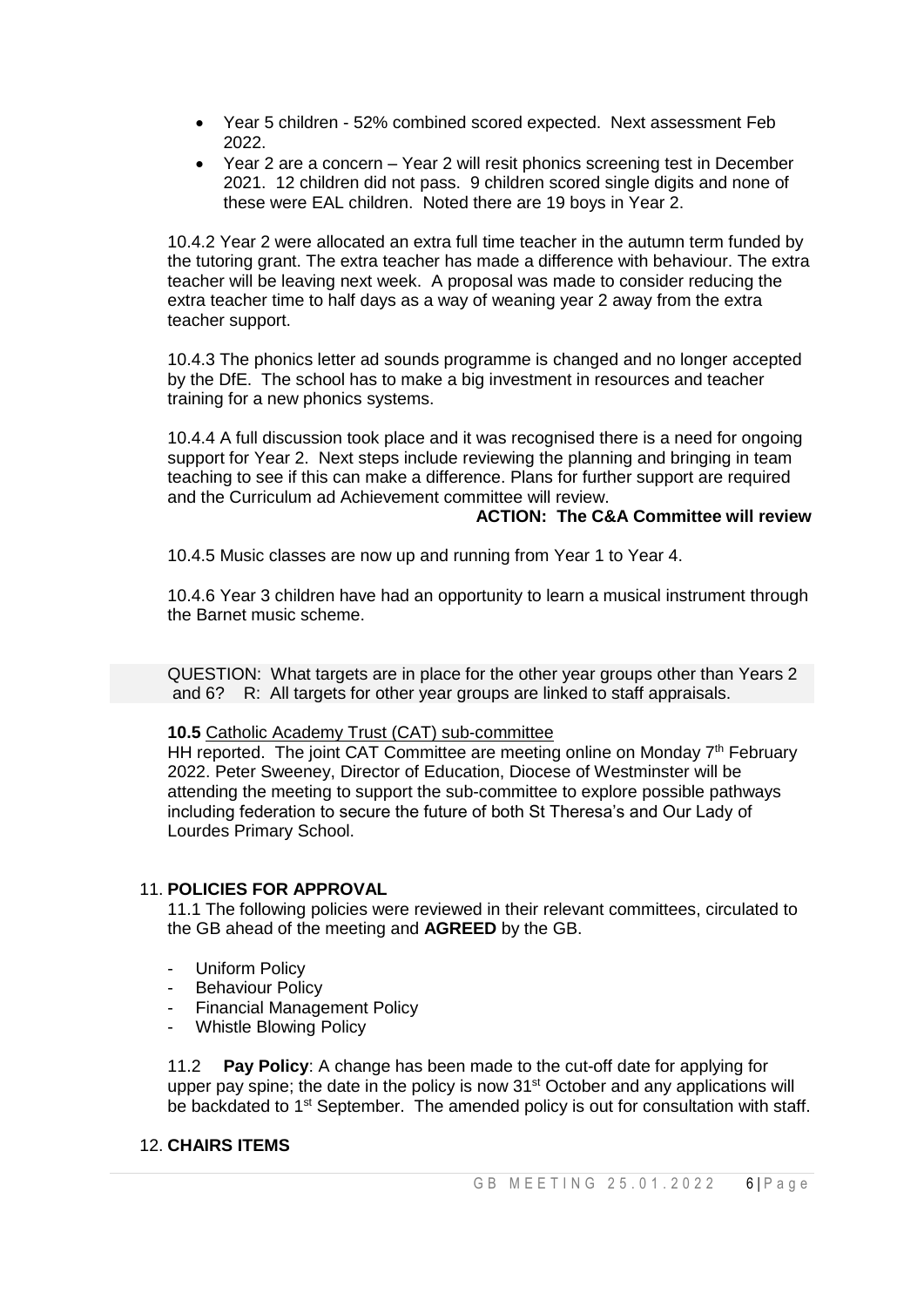- Year 5 children - 52% combined scored expected. Next assessment Feb 2022.
- Year 2 are a concern – Year 2 will resit phonics screening test in December 2021. 12 children did not pass. 9 children scored single digits and none of these were EAL children. Noted there are 19 boys in Year 2.

10.4.2 Year 2 were allocated an extra full time teacher in the autumn term funded by the tutoring grant. The extra teacher has made a difference with behaviour. The extra teacher will be leaving next week. A proposal was made to consider reducing the extra teacher time to half days as a way of weaning year 2 away from the extra teacher support.

10.4.3 The phonics letter ad sounds programme is changed and no longer accepted by the DfE. The school has to make a big investment in resources and teacher training for a new phonics systems.

10.4.4 A full discussion took place and it was recognised there is a need for ongoing support for Year 2. Next steps include reviewing the planning and bringing in team teaching to see if this can make a difference. Plans for further support are required and the Curriculum ad Achievement committee will review.

**ACTION: The C&A Committee will review**

10.4.5 Music classes are now up and running from Year 1 to Year 4.

10.4.6 Year 3 children have had an opportunity to learn a musical instrument through the Barnet music scheme.

QUESTION: What targets are in place for the other year groups other than Years 2 and 6? R: All targets for other year groups are linked to staff appraisals.

**10.5** Catholic Academy Trust (CAT) sub-committee

HH reported. The joint CAT Committee are meeting online on Monday 7th February 2022. Peter Sweeney, Director of Education, Diocese of Westminster will be attending the meeting to support the sub-committee to explore possible pathways including federation to secure the future of both St Theresa's and Our Lady of Lourdes Primary School.

## 11. POLICIES FOR APPROVAL

11.1 The following policies were reviewed in their relevant committees, circulated to the GB ahead of the meeting and **AGREED** by the GB.

- Uniform Policy
- Behaviour Policy
- Financial Management Policy
- Whistle Blowing Policy

11.2 **Pay Policy**: A change has been made to the cut-off date for applying for upper pay spine; the date in the policy is now 31st October and any applications will be backdated to 1st September. The amended policy is out for consultation with staff.

## 12. CHAIRS ITEMS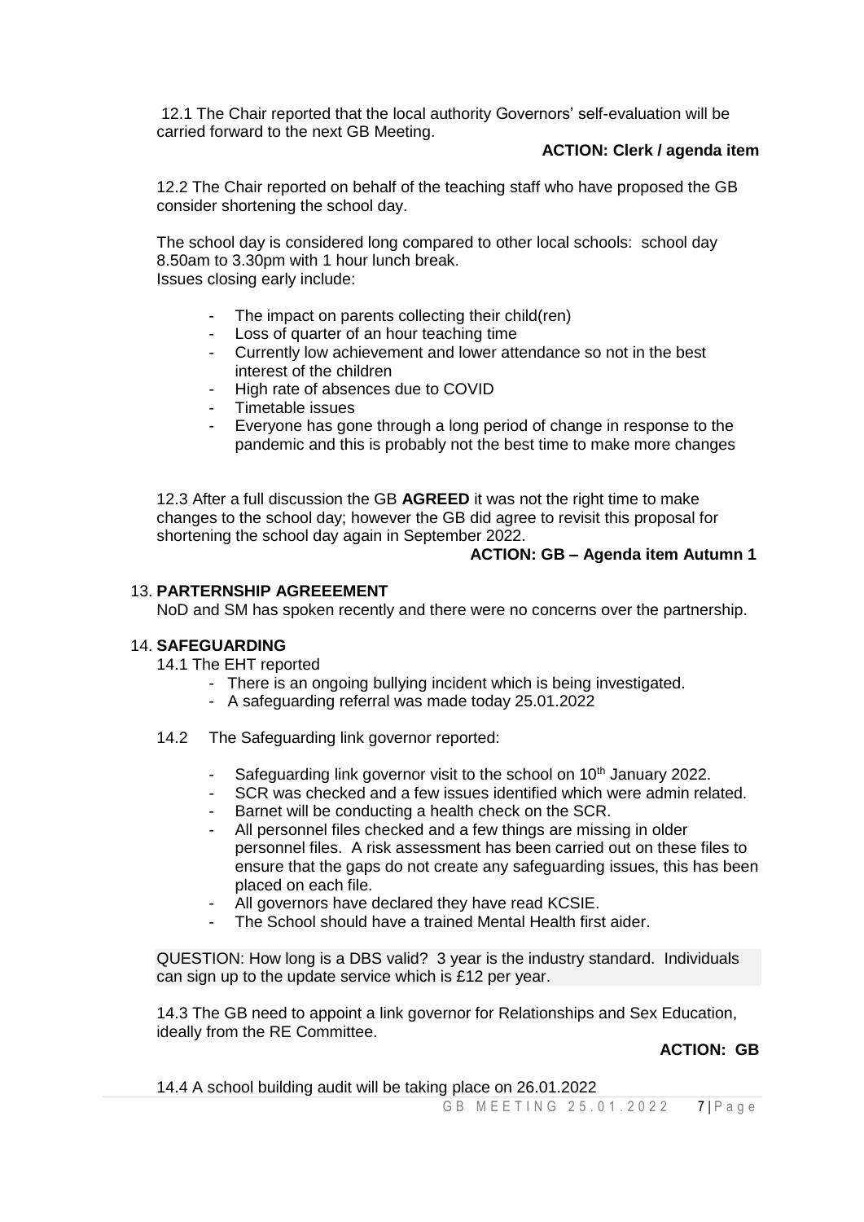12.1 The Chair reported that the local authority Governors' self-evaluation will be carried forward to the next GB Meeting.

**ACTION: Clerk / agenda item**

12.2 The Chair reported on behalf of the teaching staff who have proposed the GB consider shortening the school day.

The school day is considered long compared to other local schools: school day 8.50am to 3.30pm with 1 hour lunch break.
Issues closing early include:

- The impact on parents collecting their child(ren)
- Loss of quarter of an hour teaching time
- Currently low achievement and lower attendance so not in the best interest of the children
- High rate of absences due to COVID
- Timetable issues
- Everyone has gone through a long period of change in response to the pandemic and this is probably not the best time to make more changes

12.3 After a full discussion the GB **AGREED** it was not the right time to make changes to the school day; however the GB did agree to revisit this proposal for shortening the school day again in September 2022.

**ACTION: GB – Agenda item Autumn 1**

## 13. PARTERNSHIP AGREEEMENT

NoD and SM has spoken recently and there were no concerns over the partnership.

## 14. SAFEGUARDING

14.1 The EHT reported

- There is an ongoing bullying incident which is being investigated.
- A safeguarding referral was made today 25.01.2022

14.2 The Safeguarding link governor reported:

- Safeguarding link governor visit to the school on 10th January 2022.
- SCR was checked and a few issues identified which were admin related.
- Barnet will be conducting a health check on the SCR.
- All personnel files checked and a few things are missing in older personnel files. A risk assessment has been carried out on these files to ensure that the gaps do not create any safeguarding issues, this has been placed on each file.
- All governors have declared they have read KCSIE.
- The School should have a trained Mental Health first aider.

QUESTION: How long is a DBS valid? 3 year is the industry standard. Individuals can sign up to the update service which is £12 per year.

14.3 The GB need to appoint a link governor for Relationships and Sex Education, ideally from the RE Committee.

**ACTION: GB**

14.4 A school building audit will be taking place on 26.01.2022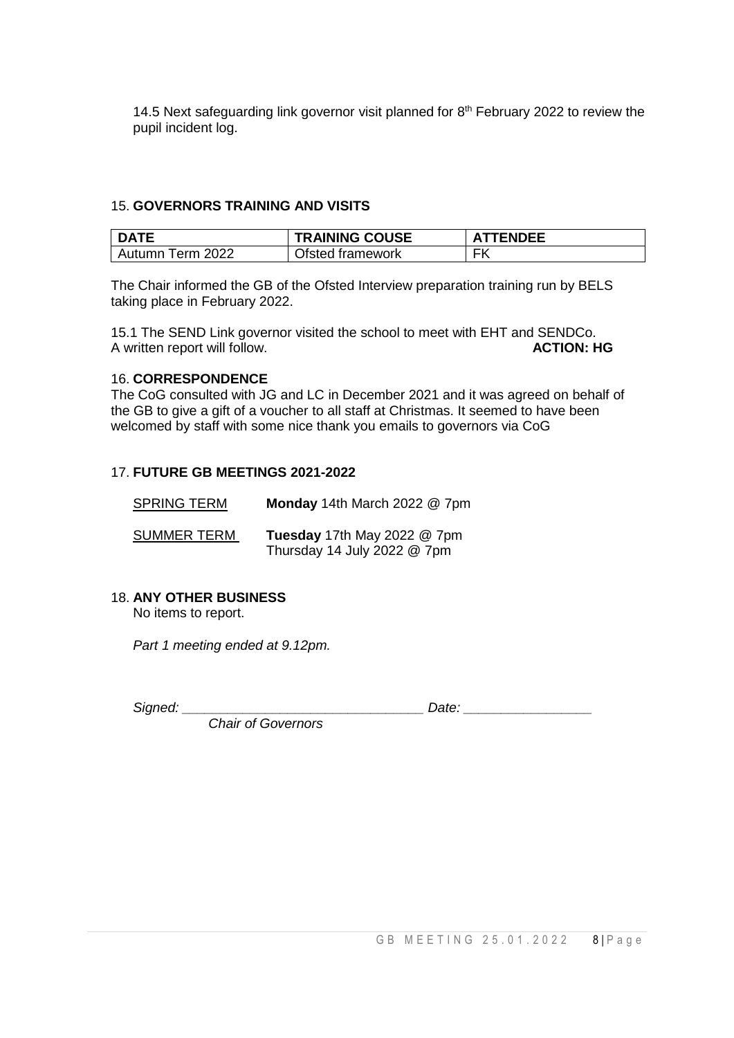14.5 Next safeguarding link governor visit planned for 8th February 2022 to review the pupil incident log.

## 15. **GOVERNORS TRAINING AND VISITS**

| DATE | TRAINING COUSE | ATTENDEE |
|---|---|---|
| Autumn Term 2022 | Ofsted framework | FK |

The Chair informed the GB of the Ofsted Interview preparation training run by BELS taking place in February 2022.

15.1 The SEND Link governor visited the school to meet with EHT and SENDCo. A written report will follow. **ACTION: HG**

## 16. **CORRESPONDENCE**

The CoG consulted with JG and LC in December 2021 and it was agreed on behalf of the GB to give a gift of a voucher to all staff at Christmas. It seemed to have been welcomed by staff with some nice thank you emails to governors via CoG

## 17. **FUTURE GB MEETINGS 2021-2022**

SPRING TERM — **Monday** 14th March 2022 @ 7pm

SUMMER TERM — **Tuesday** 17th May 2022 @ 7pm
Thursday 14 July 2022 @ 7pm

## 18. **ANY OTHER BUSINESS**

No items to report.

*Part 1 meeting ended at 9.12pm.*

*Signed: \_\_\_\_\_\_\_\_\_\_\_\_\_\_\_\_\_\_\_\_\_\_\_\_\_\_\_\_\_\_\_\_ Date: \_\_\_\_\_\_\_\_\_\_\_\_\_\_\_\_\_*
*Chair of Governors*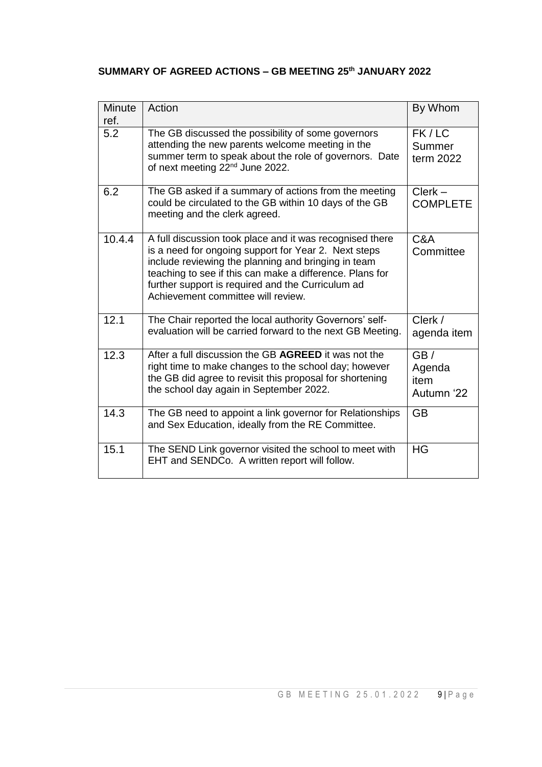## SUMMARY OF AGREED ACTIONS – GB MEETING 25th JANUARY 2022

| Minute ref. | Action | By Whom |
|---|---|---|
| 5.2 | The GB discussed the possibility of some governors attending the new parents welcome meeting in the summer term to speak about the role of governors. Date of next meeting 22nd June 2022. | FK / LC Summer term 2022 |
| 6.2 | The GB asked if a summary of actions from the meeting could be circulated to the GB within 10 days of the GB meeting and the clerk agreed. | Clerk – COMPLETE |
| 10.4.4 | A full discussion took place and it was recognised there is a need for ongoing support for Year 2. Next steps include reviewing the planning and bringing in team teaching to see if this can make a difference. Plans for further support is required and the Curriculum ad Achievement committee will review. | C&A Committee |
| 12.1 | The Chair reported the local authority Governors' self-evaluation will be carried forward to the next GB Meeting. | Clerk / agenda item |
| 12.3 | After a full discussion the GB **AGREED** it was not the right time to make changes to the school day; however the GB did agree to revisit this proposal for shortening the school day again in September 2022. | GB / Agenda item Autumn '22 |
| 14.3 | The GB need to appoint a link governor for Relationships and Sex Education, ideally from the RE Committee. | GB |
| 15.1 | The SEND Link governor visited the school to meet with EHT and SENDCo. A written report will follow. | HG |